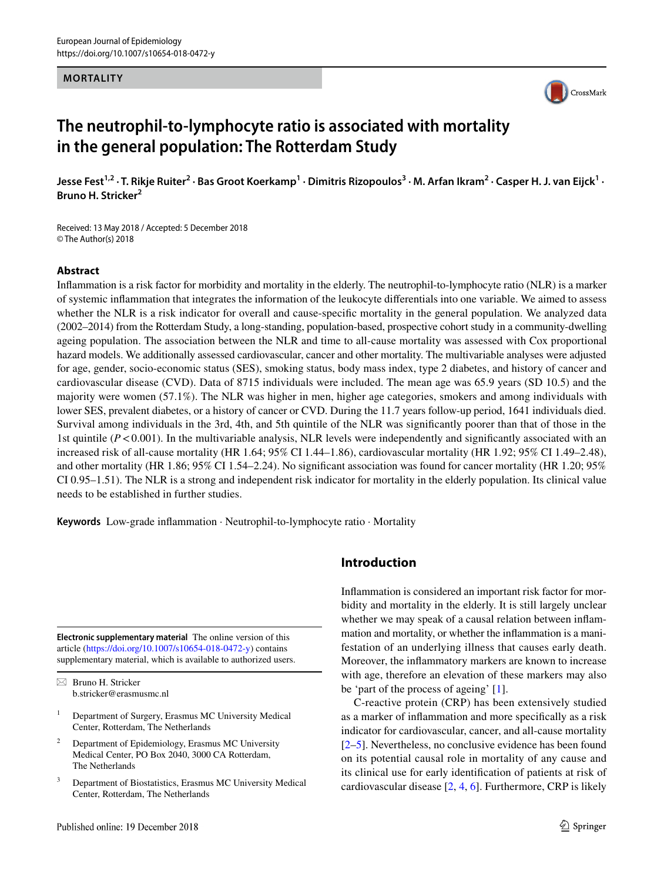MORTALITY

# The neutrophil-to-lymphocyte ratio is associated with mortality in the general population: The Rotterdam Study

**Jesse Fest[1,2] · T. Rikje Ruiter[2] · Bas Groot Koerkamp[1] · Dimitris Rizopoulos[3] · M. Arfan Ikram[2] · Casper H. J. van Eijck[1] · Bruno H. Stricker[2]**

Received: 13 May 2018 / Accepted: 5 December 2018
© The Author(s) 2018

## Abstract

Inflammation is a risk factor for morbidity and mortality in the elderly. The neutrophil-to-lymphocyte ratio (NLR) is a marker of systemic inflammation that integrates the information of the leukocyte differentials into one variable. We aimed to assess whether the NLR is a risk indicator for overall and cause-specific mortality in the general population. We analyzed data (2002–2014) from the Rotterdam Study, a long-standing, population-based, prospective cohort study in a community-dwelling ageing population. The association between the NLR and time to all-cause mortality was assessed with Cox proportional hazard models. We additionally assessed cardiovascular, cancer and other mortality. The multivariable analyses were adjusted for age, gender, socio-economic status (SES), smoking status, body mass index, type 2 diabetes, and history of cancer and cardiovascular disease (CVD). Data of 8715 individuals were included. The mean age was 65.9 years (SD 10.5) and the majority were women (57.1%). The NLR was higher in men, higher age categories, smokers and among individuals with lower SES, prevalent diabetes, or a history of cancer or CVD. During the 11.7 years follow-up period, 1641 individuals died. Survival among individuals in the 3rd, 4th, and 5th quintile of the NLR was significantly poorer than that of those in the 1st quintile ($P < 0.001$). In the multivariable analysis, NLR levels were independently and significantly associated with an increased risk of all-cause mortality (HR 1.64; 95% CI 1.44–1.86), cardiovascular mortality (HR 1.92; 95% CI 1.49–2.48), and other mortality (HR 1.86; 95% CI 1.54–2.24). No significant association was found for cancer mortality (HR 1.20; 95% CI 0.95–1.51). The NLR is a strong and independent risk indicator for mortality in the elderly population. Its clinical value needs to be established in further studies.

**Keywords** Low-grade inflammation · Neutrophil-to-lymphocyte ratio · Mortality

## Introduction

Inflammation is considered an important risk factor for morbidity and mortality in the elderly. It is still largely unclear whether we may speak of a causal relation between inflammation and mortality, or whether the inflammation is a manifestation of an underlying illness that causes early death. Moreover, the inflammatory markers are known to increase with age, therefore an elevation of these markers may also be 'part of the process of ageing' [1].

C-reactive protein (CRP) has been extensively studied as a marker of inflammation and more specifically as a risk indicator for cardiovascular, cancer, and all-cause mortality [2–5]. Nevertheless, no conclusive evidence has been found on its potential causal role in mortality of any cause and its clinical use for early identification of patients at risk of cardiovascular disease [2, 4, 6]. Furthermore, CRP is likely

---

**Electronic supplementary material** The online version of this article (https://doi.org/10.1007/s10654-018-0472-y) contains supplementary material, which is available to authorized users.

✉ Bruno H. Stricker
b.stricker@erasmusmc.nl

[1] Department of Surgery, Erasmus MC University Medical Center, Rotterdam, The Netherlands

[2] Department of Epidemiology, Erasmus MC University Medical Center, PO Box 2040, 3000 CA Rotterdam, The Netherlands

[3] Department of Biostatistics, Erasmus MC University Medical Center, Rotterdam, The Netherlands

Published online: 19 December 2018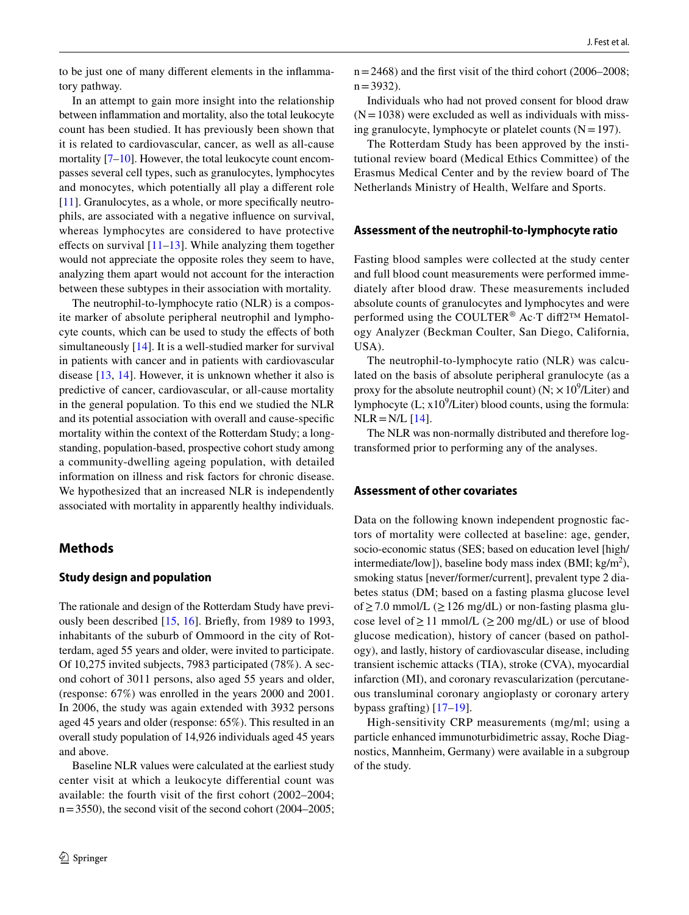to be just one of many different elements in the inflammatory pathway.

In an attempt to gain more insight into the relationship between inflammation and mortality, also the total leukocyte count has been studied. It has previously been shown that it is related to cardiovascular, cancer, as well as all-cause mortality [7–10]. However, the total leukocyte count encompasses several cell types, such as granulocytes, lymphocytes and monocytes, which potentially all play a different role [11]. Granulocytes, as a whole, or more specifically neutrophils, are associated with a negative influence on survival, whereas lymphocytes are considered to have protective effects on survival [11–13]. While analyzing them together would not appreciate the opposite roles they seem to have, analyzing them apart would not account for the interaction between these subtypes in their association with mortality.

The neutrophil-to-lymphocyte ratio (NLR) is a composite marker of absolute peripheral neutrophil and lymphocyte counts, which can be used to study the effects of both simultaneously [14]. It is a well-studied marker for survival in patients with cancer and in patients with cardiovascular disease [13, 14]. However, it is unknown whether it also is predictive of cancer, cardiovascular, or all-cause mortality in the general population. To this end we studied the NLR and its potential association with overall and cause-specific mortality within the context of the Rotterdam Study; a longstanding, population-based, prospective cohort study among a community-dwelling ageing population, with detailed information on illness and risk factors for chronic disease. We hypothesized that an increased NLR is independently associated with mortality in apparently healthy individuals.

## Methods

### Study design and population

The rationale and design of the Rotterdam Study have previously been described [15, 16]. Briefly, from 1989 to 1993, inhabitants of the suburb of Ommoord in the city of Rotterdam, aged 55 years and older, were invited to participate. Of 10,275 invited subjects, 7983 participated (78%). A second cohort of 3011 persons, also aged 55 years and older, (response: 67%) was enrolled in the years 2000 and 2001. In 2006, the study was again extended with 3932 persons aged 45 years and older (response: 65%). This resulted in an overall study population of 14,926 individuals aged 45 years and above.

Baseline NLR values were calculated at the earliest study center visit at which a leukocyte differential count was available: the fourth visit of the first cohort (2002–2004; n = 3550), the second visit of the second cohort (2004–2005; n = 2468) and the first visit of the third cohort (2006–2008; n = 3932).

Individuals who had not proved consent for blood draw (N = 1038) were excluded as well as individuals with missing granulocyte, lymphocyte or platelet counts (N = 197).

The Rotterdam Study has been approved by the institutional review board (Medical Ethics Committee) of the Erasmus Medical Center and by the review board of The Netherlands Ministry of Health, Welfare and Sports.

### Assessment of the neutrophil-to-lymphocyte ratio

Fasting blood samples were collected at the study center and full blood count measurements were performed immediately after blood draw. These measurements included absolute counts of granulocytes and lymphocytes and were performed using the COULTER® Ac·T diff2™ Hematology Analyzer (Beckman Coulter, San Diego, California, USA).

The neutrophil-to-lymphocyte ratio (NLR) was calculated on the basis of absolute peripheral granulocyte (as a proxy for the absolute neutrophil count) (N; $\times 10^9$/Liter) and lymphocyte (L; $x10^9$/Liter) blood counts, using the formula: NLR = N/L [14].

The NLR was non-normally distributed and therefore log-transformed prior to performing any of the analyses.

### Assessment of other covariates

Data on the following known independent prognostic factors of mortality were collected at baseline: age, gender, socio-economic status (SES; based on education level [high/intermediate/low]), baseline body mass index (BMI; kg/m$^2$), smoking status [never/former/current], prevalent type 2 diabetes status (DM; based on a fasting plasma glucose level of $\geq$ 7.0 mmol/L ($\geq$ 126 mg/dL) or non-fasting plasma glucose level of $\geq$ 11 mmol/L ($\geq$ 200 mg/dL) or use of blood glucose medication), history of cancer (based on pathology), and lastly, history of cardiovascular disease, including transient ischemic attacks (TIA), stroke (CVA), myocardial infarction (MI), and coronary revascularization (percutaneous transluminal coronary angioplasty or coronary artery bypass grafting) [17–19].

High-sensitivity CRP measurements (mg/ml; using a particle enhanced immunoturbidimetric assay, Roche Diagnostics, Mannheim, Germany) were available in a subgroup of the study.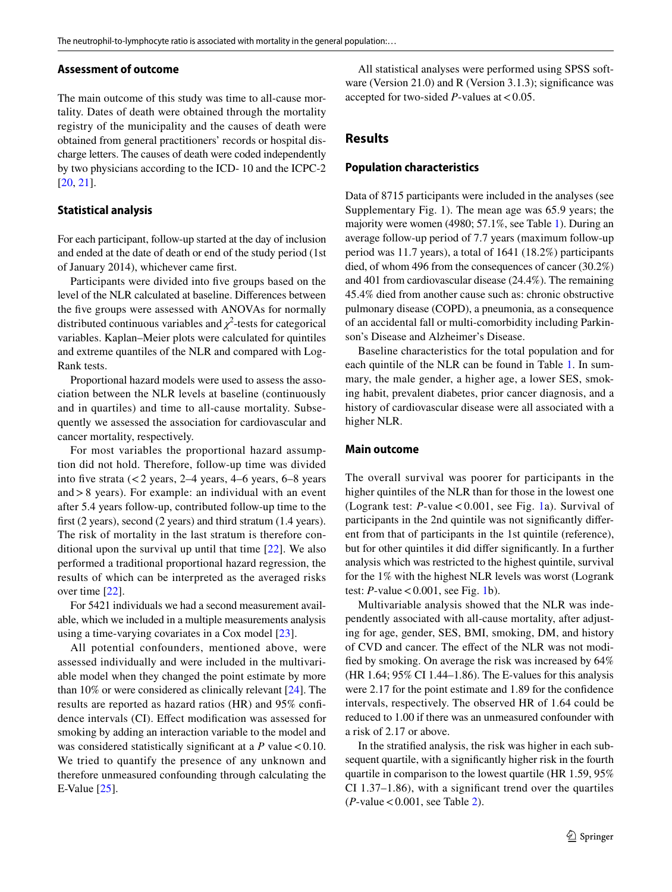### Assessment of outcome

The main outcome of this study was time to all-cause mortality. Dates of death were obtained through the mortality registry of the municipality and the causes of death were obtained from general practitioners' records or hospital discharge letters. The causes of death were coded independently by two physicians according to the ICD- 10 and the ICPC-2 [20, 21].

### Statistical analysis

For each participant, follow-up started at the day of inclusion and ended at the date of death or end of the study period (1st of January 2014), whichever came first.

Participants were divided into five groups based on the level of the NLR calculated at baseline. Differences between the five groups were assessed with ANOVAs for normally distributed continuous variables and $\chi^2$-tests for categorical variables. Kaplan–Meier plots were calculated for quintiles and extreme quantiles of the NLR and compared with Log-Rank tests.

Proportional hazard models were used to assess the association between the NLR levels at baseline (continuously and in quartiles) and time to all-cause mortality. Subsequently we assessed the association for cardiovascular and cancer mortality, respectively.

For most variables the proportional hazard assumption did not hold. Therefore, follow-up time was divided into five strata (< 2 years, 2–4 years, 4–6 years, 6–8 years and > 8 years). For example: an individual with an event after 5.4 years follow-up, contributed follow-up time to the first (2 years), second (2 years) and third stratum (1.4 years). The risk of mortality in the last stratum is therefore conditional upon the survival up until that time [22]. We also performed a traditional proportional hazard regression, the results of which can be interpreted as the averaged risks over time [22].

For 5421 individuals we had a second measurement available, which we included in a multiple measurements analysis using a time-varying covariates in a Cox model [23].

All potential confounders, mentioned above, were assessed individually and were included in the multivariable model when they changed the point estimate by more than 10% or were considered as clinically relevant [24]. The results are reported as hazard ratios (HR) and 95% confidence intervals (CI). Effect modification was assessed for smoking by adding an interaction variable to the model and was considered statistically significant at a $P$ value < 0.10. We tried to quantify the presence of any unknown and therefore unmeasured confounding through calculating the E-Value [25].

All statistical analyses were performed using SPSS software (Version 21.0) and R (Version 3.1.3); significance was accepted for two-sided $P$-values at < 0.05.

## Results

### Population characteristics

Data of 8715 participants were included in the analyses (see Supplementary Fig. 1). The mean age was 65.9 years; the majority were women (4980; 57.1%, see Table 1). During an average follow-up period of 7.7 years (maximum follow-up period was 11.7 years), a total of 1641 (18.2%) participants died, of whom 496 from the consequences of cancer (30.2%) and 401 from cardiovascular disease (24.4%). The remaining 45.4% died from another cause such as: chronic obstructive pulmonary disease (COPD), a pneumonia, as a consequence of an accidental fall or multi-comorbidity including Parkinson's Disease and Alzheimer's Disease.

Baseline characteristics for the total population and for each quintile of the NLR can be found in Table 1. In summary, the male gender, a higher age, a lower SES, smoking habit, prevalent diabetes, prior cancer diagnosis, and a history of cardiovascular disease were all associated with a higher NLR.

### Main outcome

The overall survival was poorer for participants in the higher quintiles of the NLR than for those in the lowest one (Logrank test: $P$-value < 0.001, see Fig. 1a). Survival of participants in the 2nd quintile was not significantly different from that of participants in the 1st quintile (reference), but for other quintiles it did differ significantly. In a further analysis which was restricted to the highest quintile, survival for the 1% with the highest NLR levels was worst (Logrank test: $P$-value < 0.001, see Fig. 1b).

Multivariable analysis showed that the NLR was independently associated with all-cause mortality, after adjusting for age, gender, SES, BMI, smoking, DM, and history of CVD and cancer. The effect of the NLR was not modified by smoking. On average the risk was increased by 64% (HR 1.64; 95% CI 1.44–1.86). The E-values for this analysis were 2.17 for the point estimate and 1.89 for the confidence intervals, respectively. The observed HR of 1.64 could be reduced to 1.00 if there was an unmeasured confounder with a risk of 2.17 or above.

In the stratified analysis, the risk was higher in each subsequent quartile, with a significantly higher risk in the fourth quartile in comparison to the lowest quartile (HR 1.59, 95% CI 1.37–1.86), with a significant trend over the quartiles ($P$-value < 0.001, see Table 2).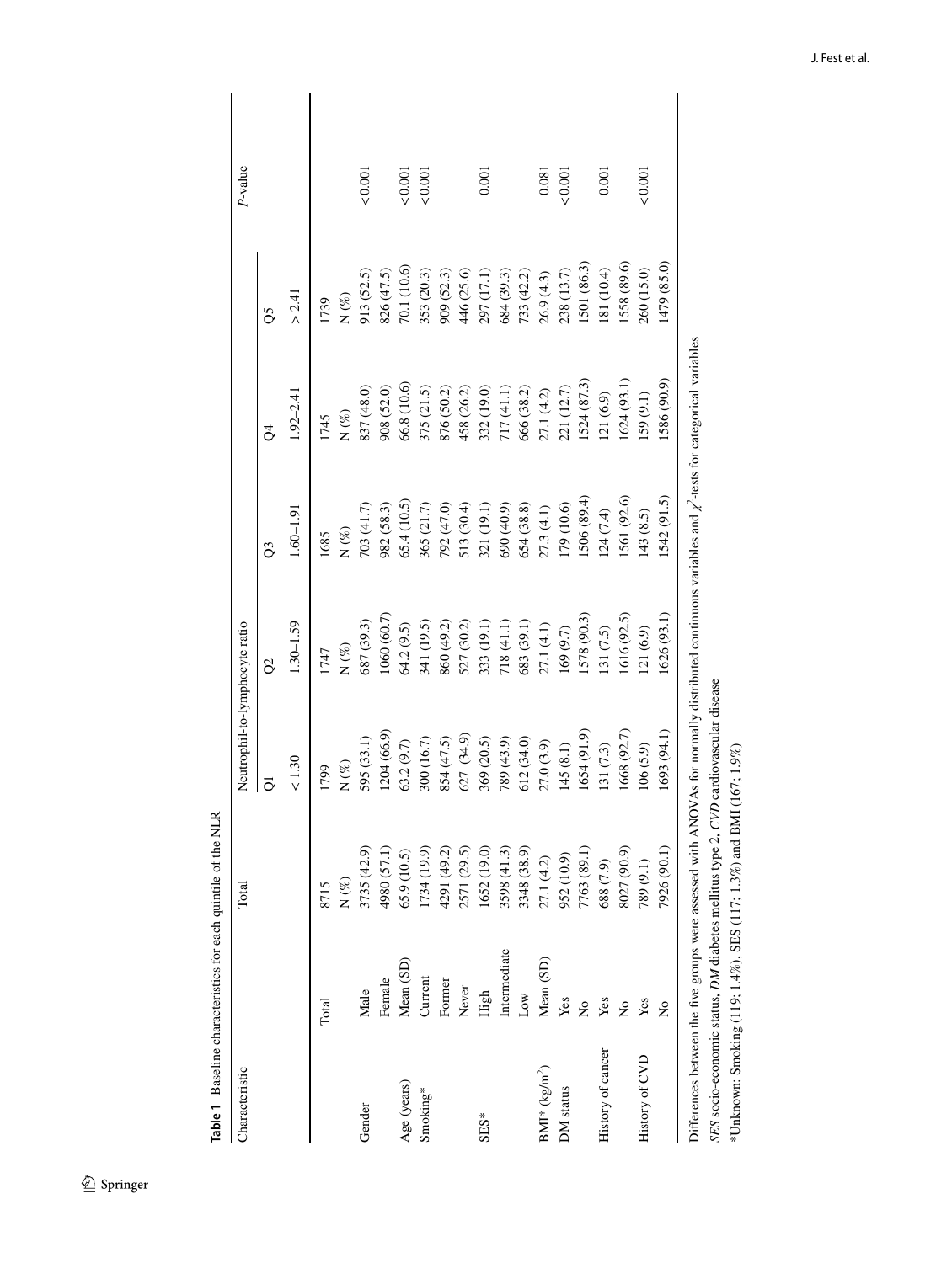**Table 1** Baseline characteristics for each quintile of the NLR

| Characteristic | | Total | Neutrophil-to-lymphocyte ratio | | | | | *P*-value |
|---|---|---|---|---|---|---|---|---|
| | | | Q1 | Q2 | Q3 | Q4 | Q5 | |
| | | | < 1.30 | 1.30–1.59 | 1.60–1.91 | 1.92–2.41 | > 2.41 | |
| | Total | 8715 | 1799 | 1747 | 1685 | 1745 | 1739 | |
| | | N (%) | N (%) | N (%) | N (%) | N (%) | N (%) | |
| Gender | Male | 3735 (42.9) | 595 (33.1) | 687 (39.3) | 703 (41.7) | 837 (48.0) | 913 (52.5) | < 0.001 |
| | Female | 4980 (57.1) | 1204 (66.9) | 1060 (60.7) | 982 (58.3) | 908 (52.0) | 826 (47.5) | |
| Age (years) | Mean (SD) | 65.9 (10.5) | 63.2 (9.7) | 64.2 (9.5) | 65.4 (10.5) | 66.8 (10.6) | 70.1 (10.6) | < 0.001 |
| Smoking* | Current | 1734 (19.9) | 300 (16.7) | 341 (19.5) | 365 (21.7) | 375 (21.5) | 353 (20.3) | < 0.001 |
| | Former | 4291 (49.2) | 854 (47.5) | 860 (49.2) | 792 (47.0) | 876 (50.2) | 909 (52.3) | |
| | Never | 2571 (29.5) | 627 (34.9) | 527 (30.2) | 513 (30.4) | 458 (26.2) | 446 (25.6) | |
| SES* | High | 1652 (19.0) | 369 (20.5) | 333 (19.1) | 321 (19.1) | 332 (19.0) | 297 (17.1) | 0.001 |
| | Intermediate | 3598 (41.3) | 789 (43.9) | 718 (41.1) | 690 (40.9) | 717 (41.1) | 684 (39.3) | |
| | Low | 3348 (38.9) | 612 (34.0) | 683 (39.1) | 654 (38.8) | 666 (38.2) | 733 (42.2) | |
| BMI* (kg/m$^2$) | Mean (SD) | 27.1 (4.2) | 27.0 (3.9) | 27.1 (4.1) | 27.3 (4.1) | 27.1 (4.2) | 26.9 (4.3) | 0.081 |
| DM status | Yes | 952 (10.9) | 145 (8.1) | 169 (9.7) | 179 (10.6) | 221 (12.7) | 238 (13.7) | < 0.001 |
| | No | 7763 (89.1) | 1654 (91.9) | 1578 (90.3) | 1506 (89.4) | 1524 (87.3) | 1501 (86.3) | |
| History of cancer | Yes | 688 (7.9) | 131 (7.3) | 131 (7.5) | 124 (7.4) | 121 (6.9) | 181 (10.4) | 0.001 |
| | No | 8027 (90.9) | 1668 (92.7) | 1616 (92.5) | 1561 (92.6) | 1624 (93.1) | 1558 (89.6) | |
| History of CVD | Yes | 789 (9.1) | 106 (5.9) | 121 (6.9) | 143 (8.5) | 159 (9.1) | 260 (15.0) | < 0.001 |
| | No | 7926 (90.1) | 1693 (94.1) | 1626 (93.1) | 1542 (91.5) | 1586 (90.9) | 1479 (85.0) | |

Differences between the five groups were assessed with ANOVAs for normally distributed continuous variables and $\chi^2$-tests for categorical variables

*SES* socio-economic status, *DM* diabetes mellitus type 2, *CVD* cardiovascular disease

*Unknown: Smoking (119; 1.4%), SES (117; 1.3%) and BMI (167; 1.9%)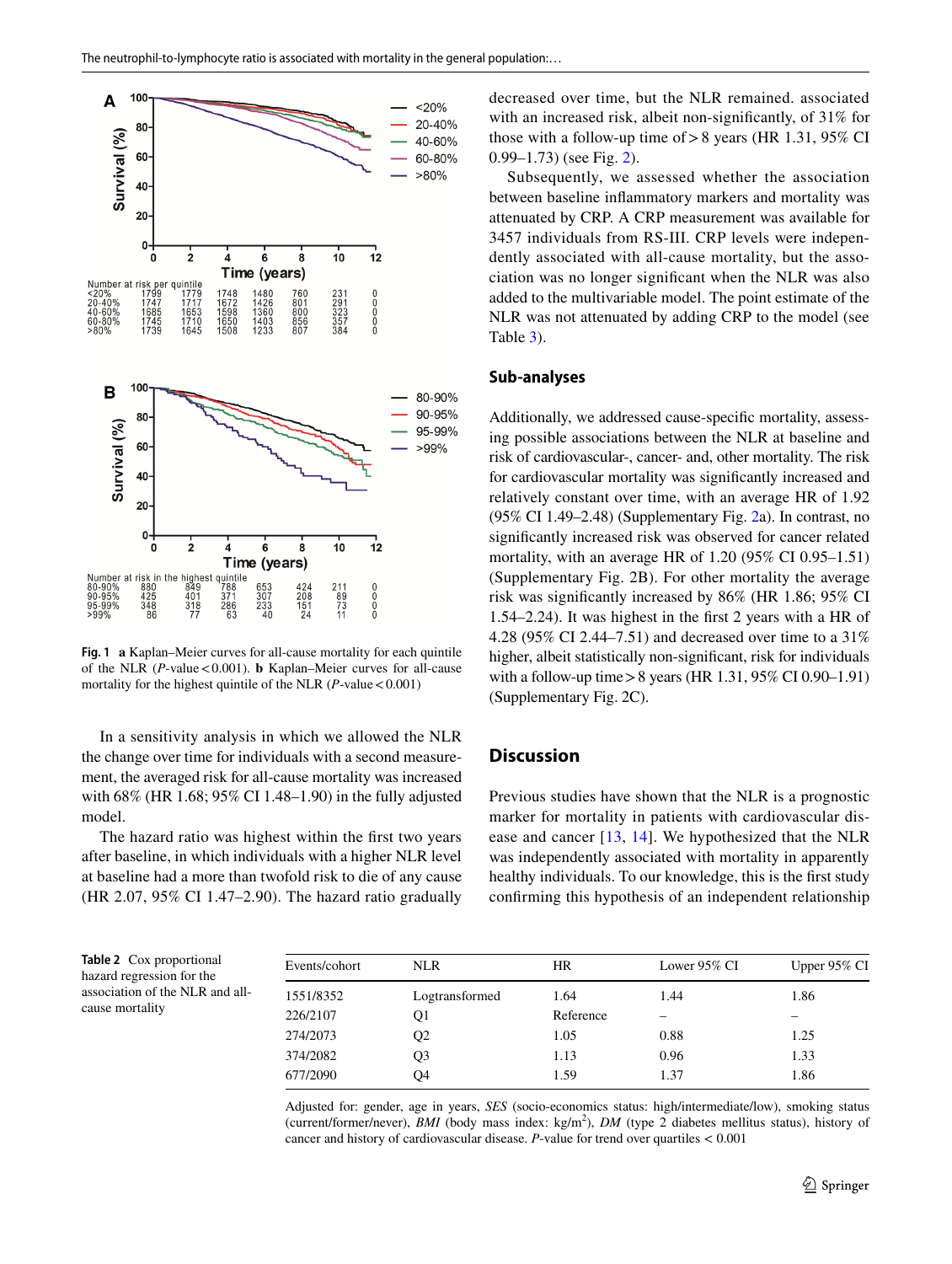Fig. 1 **a** Kaplan–Meier curves for all-cause mortality for each quintile of the NLR (*P*-value < 0.001). **b** Kaplan–Meier curves for all-cause mortality for the highest quintile of the NLR (*P*-value < 0.001)

In a sensitivity analysis in which we allowed the NLR the change over time for individuals with a second measurement, the averaged risk for all-cause mortality was increased with 68% (HR 1.68; 95% CI 1.48–1.90) in the fully adjusted model.

The hazard ratio was highest within the first two years after baseline, in which individuals with a higher NLR level at baseline had a more than twofold risk to die of any cause (HR 2.07, 95% CI 1.47–2.90). The hazard ratio gradually decreased over time, but the NLR remained. associated with an increased risk, albeit non-significantly, of 31% for those with a follow-up time of > 8 years (HR 1.31, 95% CI 0.99–1.73) (see Fig. 2).

Subsequently, we assessed whether the association between baseline inflammatory markers and mortality was attenuated by CRP. A CRP measurement was available for 3457 individuals from RS-III. CRP levels were independently associated with all-cause mortality, but the association was no longer significant when the NLR was also added to the multivariable model. The point estimate of the NLR was not attenuated by adding CRP to the model (see Table 3).

### Sub-analyses

Additionally, we addressed cause-specific mortality, assessing possible associations between the NLR at baseline and risk of cardiovascular-, cancer- and, other mortality. The risk for cardiovascular mortality was significantly increased and relatively constant over time, with an average HR of 1.92 (95% CI 1.49–2.48) (Supplementary Fig. 2a). In contrast, no significantly increased risk was observed for cancer related mortality, with an average HR of 1.20 (95% CI 0.95–1.51) (Supplementary Fig. 2B). For other mortality the average risk was significantly increased by 86% (HR 1.86; 95% CI 1.54–2.24). It was highest in the first 2 years with a HR of 4.28 (95% CI 2.44–7.51) and decreased over time to a 31% higher, albeit statistically non-significant, risk for individuals with a follow-up time > 8 years (HR 1.31, 95% CI 0.90–1.91) (Supplementary Fig. 2C).

## Discussion

Previous studies have shown that the NLR is a prognostic marker for mortality in patients with cardiovascular disease and cancer [13, 14]. We hypothesized that the NLR was independently associated with mortality in apparently healthy individuals. To our knowledge, this is the first study confirming this hypothesis of an independent relationship

**Table 2** Cox proportional hazard regression for the association of the NLR and all-cause mortality

| Events/cohort | NLR | HR | Lower 95% CI | Upper 95% CI |
|---|---|---|---|---|
| 1551/8352 | Logtransformed | 1.64 | 1.44 | 1.86 |
| 226/2107 | Q1 | Reference | – | – |
| 274/2073 | Q2 | 1.05 | 0.88 | 1.25 |
| 374/2082 | Q3 | 1.13 | 0.96 | 1.33 |
| 677/2090 | Q4 | 1.59 | 1.37 | 1.86 |

Adjusted for: gender, age in years, *SES* (socio-economics status: high/intermediate/low), smoking status (current/former/never), *BMI* (body mass index: kg/m$^2$), *DM* (type 2 diabetes mellitus status), history of cancer and history of cardiovascular disease. *P*-value for trend over quartiles < 0.001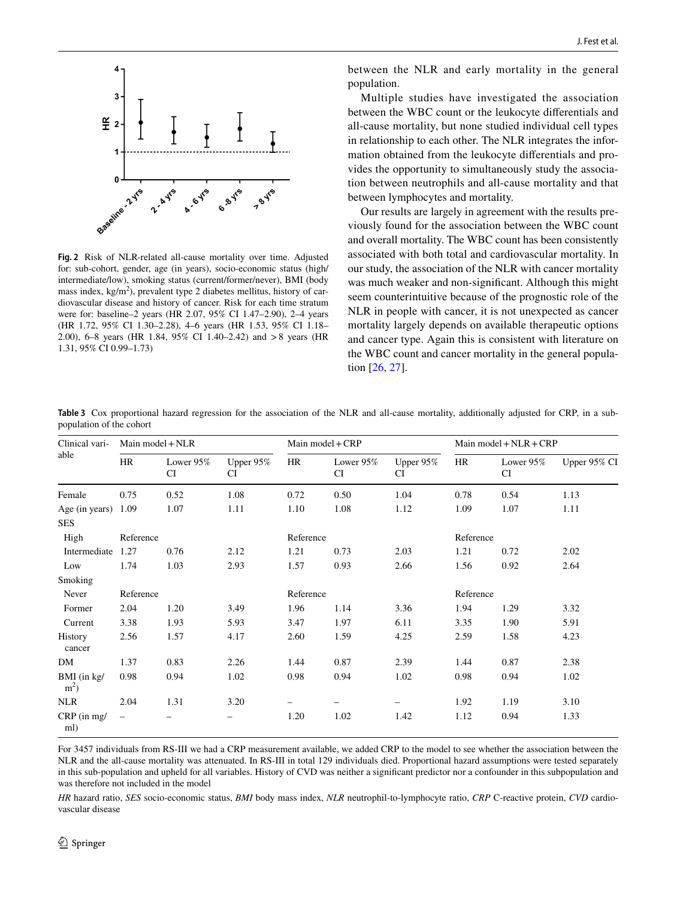Fig. 2 Risk of NLR-related all-cause mortality over time. Adjusted for: sub-cohort, gender, age (in years), socio-economic status (high/intermediate/low), smoking status (current/former/never), BMI (body mass index, kg/m$^2$), prevalent type 2 diabetes mellitus, history of cardiovascular disease and history of cancer. Risk for each time stratum were for: baseline–2 years (HR 2.07, 95% CI 1.47–2.90), 2–4 years (HR 1.72, 95% CI 1.30–2.28), 4–6 years (HR 1.53, 95% CI 1.18–2.00), 6–8 years (HR 1.84, 95% CI 1.40–2.42) and > 8 years (HR 1.31, 95% CI 0.99–1.73)

between the NLR and early mortality in the general population.

Multiple studies have investigated the association between the WBC count or the leukocyte differentials and all-cause mortality, but none studied individual cell types in relationship to each other. The NLR integrates the information obtained from the leukocyte differentials and provides the opportunity to simultaneously study the association between neutrophils and all-cause mortality and that between lymphocytes and mortality.

Our results are largely in agreement with the results previously found for the association between the WBC count and overall mortality. The WBC count has been consistently associated with both total and cardiovascular mortality. In our study, the association of the NLR with cancer mortality was much weaker and non-significant. Although this might seem counterintuitive because of the prognostic role of the NLR in people with cancer, it is not unexpected as cancer mortality largely depends on available therapeutic options and cancer type. Again this is consistent with literature on the WBC count and cancer mortality in the general population [26, 27].

**Table 3** Cox proportional hazard regression for the association of the NLR and all-cause mortality, additionally adjusted for CRP, in a subpopulation of the cohort

| Clinical variable | Main model + NLR | | | Main model + CRP | | | Main model + NLR + CRP | | |
|---|---|---|---|---|---|---|---|---|---|
| | HR | Lower 95% CI | Upper 95% CI | HR | Lower 95% CI | Upper 95% CI | HR | Lower 95% CI | Upper 95% CI |
| Female | 0.75 | 0.52 | 1.08 | 0.72 | 0.50 | 1.04 | 0.78 | 0.54 | 1.13 |
| Age (in years) | 1.09 | 1.07 | 1.11 | 1.10 | 1.08 | 1.12 | 1.09 | 1.07 | 1.11 |
| SES | | | | | | | | | |
| High | Reference | | | Reference | | | Reference | | |
| Intermediate | 1.27 | 0.76 | 2.12 | 1.21 | 0.73 | 2.03 | 1.21 | 0.72 | 2.02 |
| Low | 1.74 | 1.03 | 2.93 | 1.57 | 0.93 | 2.66 | 1.56 | 0.92 | 2.64 |
| Smoking | | | | | | | | | |
| Never | Reference | | | Reference | | | Reference | | |
| Former | 2.04 | 1.20 | 3.49 | 1.96 | 1.14 | 3.36 | 1.94 | 1.29 | 3.32 |
| Current | 3.38 | 1.93 | 5.93 | 3.47 | 1.97 | 6.11 | 3.35 | 1.90 | 5.91 |
| History cancer | 2.56 | 1.57 | 4.17 | 2.60 | 1.59 | 4.25 | 2.59 | 1.58 | 4.23 |
| DM | 1.37 | 0.83 | 2.26 | 1.44 | 0.87 | 2.39 | 1.44 | 0.87 | 2.38 |
| BMI (in kg/m$^2$) | 0.98 | 0.94 | 1.02 | 0.98 | 0.94 | 1.02 | 0.98 | 0.94 | 1.02 |
| NLR | 2.04 | 1.31 | 3.20 | – | – | – | 1.92 | 1.19 | 3.10 |
| CRP (in mg/ml) | – | – | – | 1.20 | 1.02 | 1.42 | 1.12 | 0.94 | 1.33 |

For 3457 individuals from RS-III we had a CRP measurement available, we added CRP to the model to see whether the association between the NLR and the all-cause mortality was attenuated. In RS-III in total 129 individuals died. Proportional hazard assumptions were tested separately in this sub-population and upheld for all variables. History of CVD was neither a significant predictor nor a confounder in this subpopulation and was therefore not included in the model

*HR* hazard ratio, *SES* socio-economic status, *BMI* body mass index, *NLR* neutrophil-to-lymphocyte ratio, *CRP* C-reactive protein, *CVD* cardiovascular disease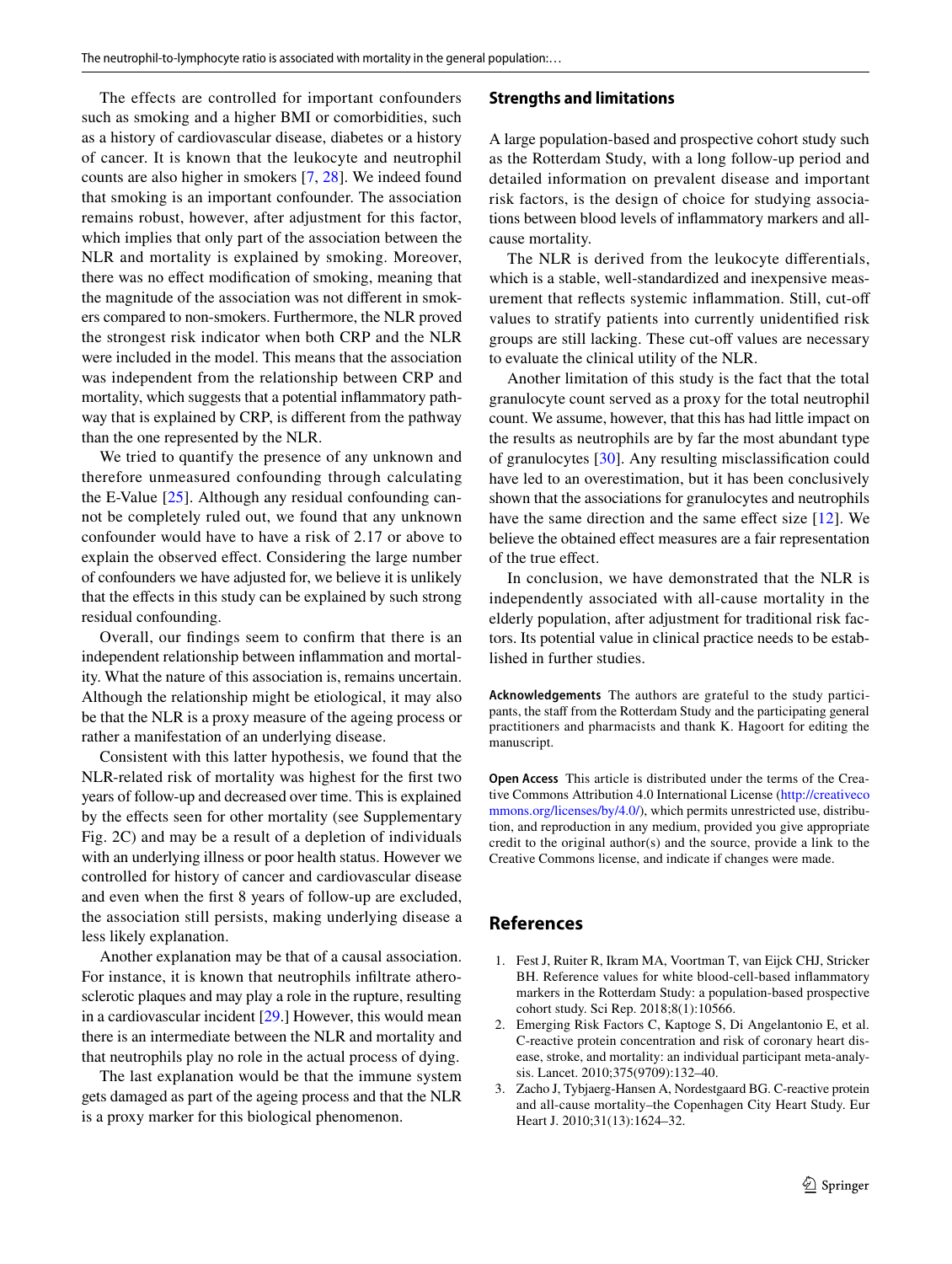The effects are controlled for important confounders such as smoking and a higher BMI or comorbidities, such as a history of cardiovascular disease, diabetes or a history of cancer. It is known that the leukocyte and neutrophil counts are also higher in smokers [7, 28]. We indeed found that smoking is an important confounder. The association remains robust, however, after adjustment for this factor, which implies that only part of the association between the NLR and mortality is explained by smoking. Moreover, there was no effect modification of smoking, meaning that the magnitude of the association was not different in smokers compared to non-smokers. Furthermore, the NLR proved the strongest risk indicator when both CRP and the NLR were included in the model. This means that the association was independent from the relationship between CRP and mortality, which suggests that a potential inflammatory pathway that is explained by CRP, is different from the pathway than the one represented by the NLR.

We tried to quantify the presence of any unknown and therefore unmeasured confounding through calculating the E-Value [25]. Although any residual confounding cannot be completely ruled out, we found that any unknown confounder would have to have a risk of 2.17 or above to explain the observed effect. Considering the large number of confounders we have adjusted for, we believe it is unlikely that the effects in this study can be explained by such strong residual confounding.

Overall, our findings seem to confirm that there is an independent relationship between inflammation and mortality. What the nature of this association is, remains uncertain. Although the relationship might be etiological, it may also be that the NLR is a proxy measure of the ageing process or rather a manifestation of an underlying disease.

Consistent with this latter hypothesis, we found that the NLR-related risk of mortality was highest for the first two years of follow-up and decreased over time. This is explained by the effects seen for other mortality (see Supplementary Fig. 2C) and may be a result of a depletion of individuals with an underlying illness or poor health status. However we controlled for history of cancer and cardiovascular disease and even when the first 8 years of follow-up are excluded, the association still persists, making underlying disease a less likely explanation.

Another explanation may be that of a causal association. For instance, it is known that neutrophils infiltrate atherosclerotic plaques and may play a role in the rupture, resulting in a cardiovascular incident [29.] However, this would mean there is an intermediate between the NLR and mortality and that neutrophils play no role in the actual process of dying.

The last explanation would be that the immune system gets damaged as part of the ageing process and that the NLR is a proxy marker for this biological phenomenon.

## Strengths and limitations

A large population-based and prospective cohort study such as the Rotterdam Study, with a long follow-up period and detailed information on prevalent disease and important risk factors, is the design of choice for studying associations between blood levels of inflammatory markers and all-cause mortality.

The NLR is derived from the leukocyte differentials, which is a stable, well-standardized and inexpensive measurement that reflects systemic inflammation. Still, cut-off values to stratify patients into currently unidentified risk groups are still lacking. These cut-off values are necessary to evaluate the clinical utility of the NLR.

Another limitation of this study is the fact that the total granulocyte count served as a proxy for the total neutrophil count. We assume, however, that this has had little impact on the results as neutrophils are by far the most abundant type of granulocytes [30]. Any resulting misclassification could have led to an overestimation, but it has been conclusively shown that the associations for granulocytes and neutrophils have the same direction and the same effect size [12]. We believe the obtained effect measures are a fair representation of the true effect.

In conclusion, we have demonstrated that the NLR is independently associated with all-cause mortality in the elderly population, after adjustment for traditional risk factors. Its potential value in clinical practice needs to be established in further studies.

**Acknowledgements** The authors are grateful to the study participants, the staff from the Rotterdam Study and the participating general practitioners and pharmacists and thank K. Hagoort for editing the manuscript.

**Open Access** This article is distributed under the terms of the Creative Commons Attribution 4.0 International License (http://creativecommons.org/licenses/by/4.0/), which permits unrestricted use, distribution, and reproduction in any medium, provided you give appropriate credit to the original author(s) and the source, provide a link to the Creative Commons license, and indicate if changes were made.

## References

1. Fest J, Ruiter R, Ikram MA, Voortman T, van Eijck CHJ, Stricker BH. Reference values for white blood-cell-based inflammatory markers in the Rotterdam Study: a population-based prospective cohort study. Sci Rep. 2018;8(1):10566.
2. Emerging Risk Factors C, Kaptoge S, Di Angelantonio E, et al. C-reactive protein concentration and risk of coronary heart disease, stroke, and mortality: an individual participant meta-analysis. Lancet. 2010;375(9709):132–40.
3. Zacho J, Tybjaerg-Hansen A, Nordestgaard BG. C-reactive protein and all-cause mortality–the Copenhagen City Heart Study. Eur Heart J. 2010;31(13):1624–32.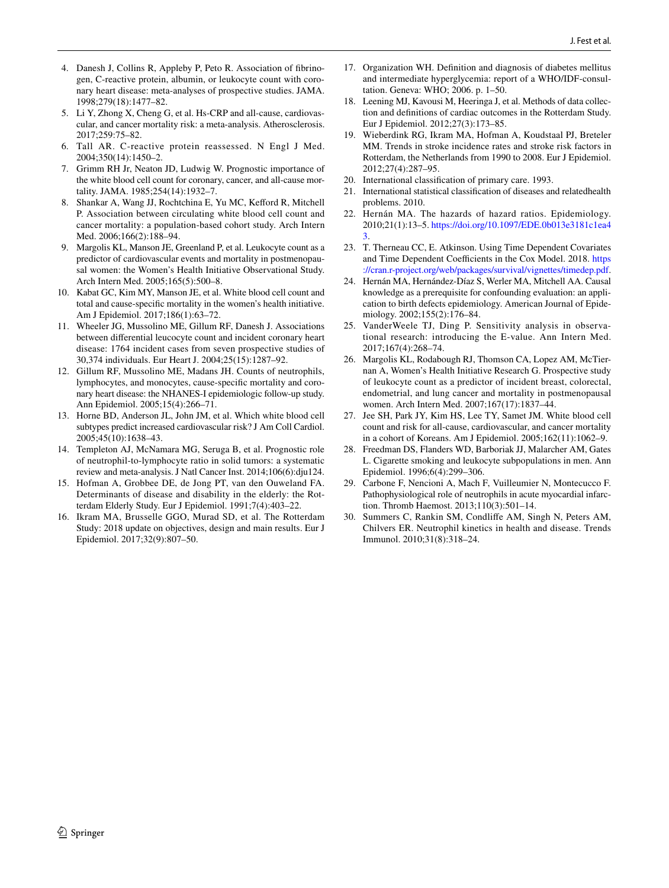4. Danesh J, Collins R, Appleby P, Peto R. Association of fibrinogen, C-reactive protein, albumin, or leukocyte count with coronary heart disease: meta-analyses of prospective studies. JAMA. 1998;279(18):1477–82.
5. Li Y, Zhong X, Cheng G, et al. Hs-CRP and all-cause, cardiovascular, and cancer mortality risk: a meta-analysis. Atherosclerosis. 2017;259:75–82.
6. Tall AR. C-reactive protein reassessed. N Engl J Med. 2004;350(14):1450–2.
7. Grimm RH Jr, Neaton JD, Ludwig W. Prognostic importance of the white blood cell count for coronary, cancer, and all-cause mortality. JAMA. 1985;254(14):1932–7.
8. Shankar A, Wang JJ, Rochtchina E, Yu MC, Kefford R, Mitchell P. Association between circulating white blood cell count and cancer mortality: a population-based cohort study. Arch Intern Med. 2006;166(2):188–94.
9. Margolis KL, Manson JE, Greenland P, et al. Leukocyte count as a predictor of cardiovascular events and mortality in postmenopausal women: the Women's Health Initiative Observational Study. Arch Intern Med. 2005;165(5):500–8.
10. Kabat GC, Kim MY, Manson JE, et al. White blood cell count and total and cause-specific mortality in the women's health initiative. Am J Epidemiol. 2017;186(1):63–72.
11. Wheeler JG, Mussolino ME, Gillum RF, Danesh J. Associations between differential leucocyte count and incident coronary heart disease: 1764 incident cases from seven prospective studies of 30,374 individuals. Eur Heart J. 2004;25(15):1287–92.
12. Gillum RF, Mussolino ME, Madans JH. Counts of neutrophils, lymphocytes, and monocytes, cause-specific mortality and coronary heart disease: the NHANES-I epidemiologic follow-up study. Ann Epidemiol. 2005;15(4):266–71.
13. Horne BD, Anderson JL, John JM, et al. Which white blood cell subtypes predict increased cardiovascular risk? J Am Coll Cardiol. 2005;45(10):1638–43.
14. Templeton AJ, McNamara MG, Seruga B, et al. Prognostic role of neutrophil-to-lymphocyte ratio in solid tumors: a systematic review and meta-analysis. J Natl Cancer Inst. 2014;106(6):dju124.
15. Hofman A, Grobbee DE, de Jong PT, van den Ouweland FA. Determinants of disease and disability in the elderly: the Rotterdam Elderly Study. Eur J Epidemiol. 1991;7(4):403–22.
16. Ikram MA, Brusselle GGO, Murad SD, et al. The Rotterdam Study: 2018 update on objectives, design and main results. Eur J Epidemiol. 2017;32(9):807–50.
17. Organization WH. Definition and diagnosis of diabetes mellitus and intermediate hyperglycemia: report of a WHO/IDF-consultation. Geneva: WHO; 2006. p. 1–50.
18. Leening MJ, Kavousi M, Heeringa J, et al. Methods of data collection and definitions of cardiac outcomes in the Rotterdam Study. Eur J Epidemiol. 2012;27(3):173–85.
19. Wieberdink RG, Ikram MA, Hofman A, Koudstaal PJ, Breteler MM. Trends in stroke incidence rates and stroke risk factors in Rotterdam, the Netherlands from 1990 to 2008. Eur J Epidemiol. 2012;27(4):287–95.
20. International classification of primary care. 1993.
21. International statistical classification of diseases and relatedhealth problems. 2010.
22. Hernán MA. The hazards of hazard ratios. Epidemiology. 2010;21(1):13–5. https://doi.org/10.1097/EDE.0b013e3181c1ea43.
23. T. Therneau CC, E. Atkinson. Using Time Dependent Covariates and Time Dependent Coefficients in the Cox Model. 2018. https://cran.r-project.org/web/packages/survival/vignettes/timedep.pdf.
24. Hernán MA, Hernández-Díaz S, Werler MA, Mitchell AA. Causal knowledge as a prerequisite for confounding evaluation: an application to birth defects epidemiology. American Journal of Epidemiology. 2002;155(2):176–84.
25. VanderWeele TJ, Ding P. Sensitivity analysis in observational research: introducing the E-value. Ann Intern Med. 2017;167(4):268–74.
26. Margolis KL, Rodabough RJ, Thomson CA, Lopez AM, McTiernan A, Women's Health Initiative Research G. Prospective study of leukocyte count as a predictor of incident breast, colorectal, endometrial, and lung cancer and mortality in postmenopausal women. Arch Intern Med. 2007;167(17):1837–44.
27. Jee SH, Park JY, Kim HS, Lee TY, Samet JM. White blood cell count and risk for all-cause, cardiovascular, and cancer mortality in a cohort of Koreans. Am J Epidemiol. 2005;162(11):1062–9.
28. Freedman DS, Flanders WD, Barboriak JJ, Malarcher AM, Gates L. Cigarette smoking and leukocyte subpopulations in men. Ann Epidemiol. 1996;6(4):299–306.
29. Carbone F, Nencioni A, Mach F, Vuilleumier N, Montecucco F. Pathophysiological role of neutrophils in acute myocardial infarction. Thromb Haemost. 2013;110(3):501–14.
30. Summers C, Rankin SM, Condliffe AM, Singh N, Peters AM, Chilvers ER. Neutrophil kinetics in health and disease. Trends Immunol. 2010;31(8):318–24.